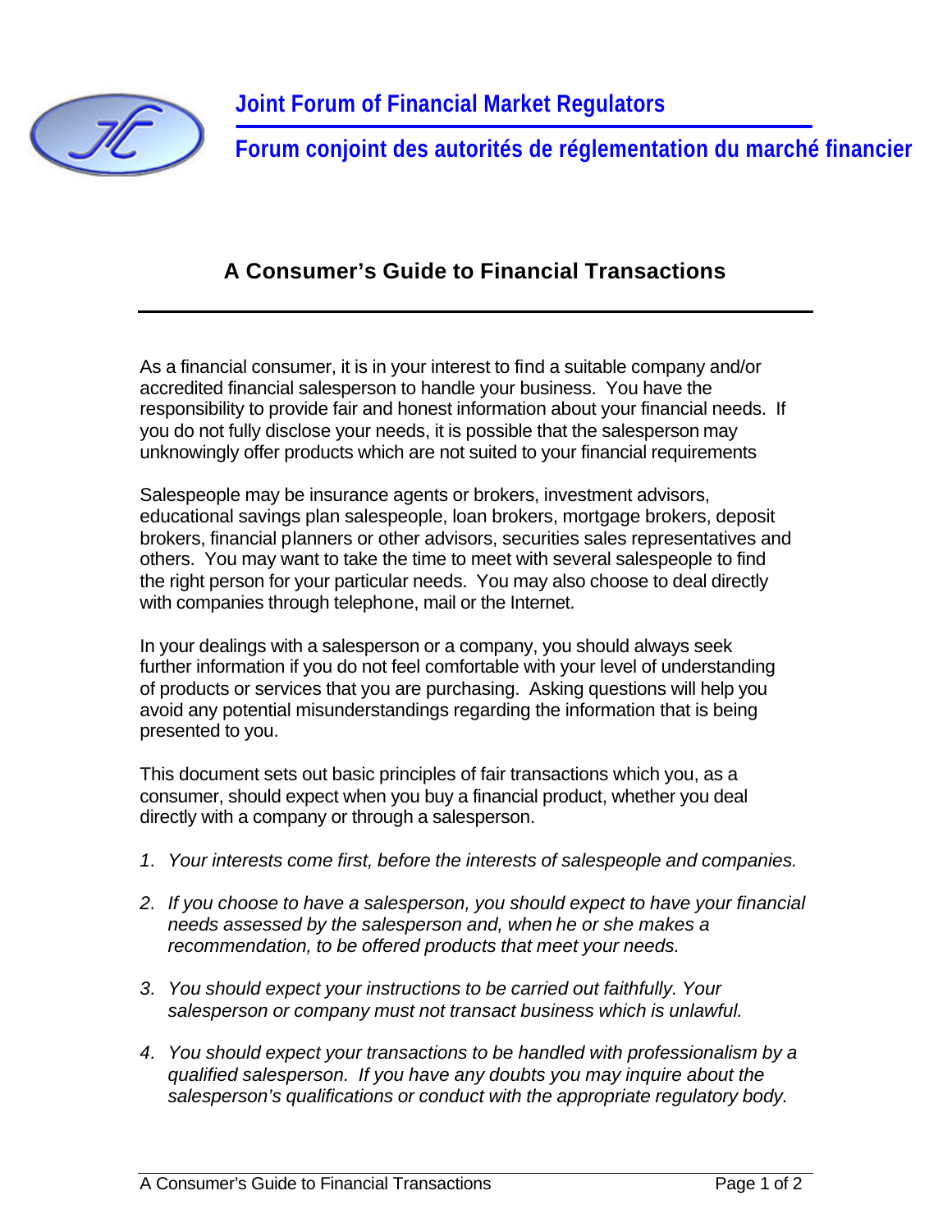**Joint Forum of Financial Market Regulators**

**Forum conjoint des autorités de réglementation du marché financier**

# A Consumer's Guide to Financial Transactions

As a financial consumer, it is in your interest to find a suitable company and/or accredited financial salesperson to handle your business. You have the responsibility to provide fair and honest information about your financial needs. If you do not fully disclose your needs, it is possible that the salesperson may unknowingly offer products which are not suited to your financial requirements

Salespeople may be insurance agents or brokers, investment advisors, educational savings plan salespeople, loan brokers, mortgage brokers, deposit brokers, financial planners or other advisors, securities sales representatives and others. You may want to take the time to meet with several salespeople to find the right person for your particular needs. You may also choose to deal directly with companies through telephone, mail or the Internet.

In your dealings with a salesperson or a company, you should always seek further information if you do not feel comfortable with your level of understanding of products or services that you are purchasing. Asking questions will help you avoid any potential misunderstandings regarding the information that is being presented to you.

This document sets out basic principles of fair transactions which you, as a consumer, should expect when you buy a financial product, whether you deal directly with a company or through a salesperson.

1. *Your interests come first, before the interests of salespeople and companies.*

2. *If you choose to have a salesperson, you should expect to have your financial needs assessed by the salesperson and, when he or she makes a recommendation, to be offered products that meet your needs.*

3. *You should expect your instructions to be carried out faithfully. Your salesperson or company must not transact business which is unlawful.*

4. *You should expect your transactions to be handled with professionalism by a qualified salesperson. If you have any doubts you may inquire about the salesperson's qualifications or conduct with the appropriate regulatory body.*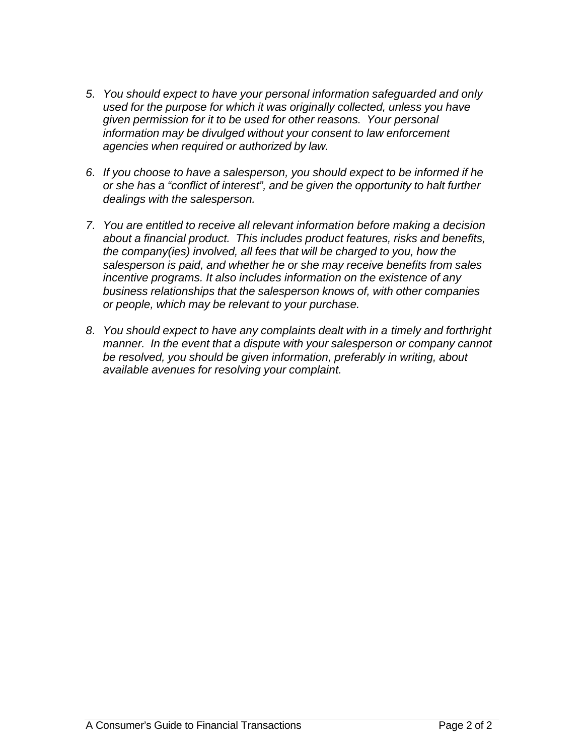5. *You should expect to have your personal information safeguarded and only used for the purpose for which it was originally collected, unless you have given permission for it to be used for other reasons. Your personal information may be divulged without your consent to law enforcement agencies when required or authorized by law.*

6. *If you choose to have a salesperson, you should expect to be informed if he or she has a "conflict of interest", and be given the opportunity to halt further dealings with the salesperson.*

7. *You are entitled to receive all relevant information before making a decision about a financial product. This includes product features, risks and benefits, the company(ies) involved, all fees that will be charged to you, how the salesperson is paid, and whether he or she may receive benefits from sales incentive programs. It also includes information on the existence of any business relationships that the salesperson knows of, with other companies or people, which may be relevant to your purchase.*

8. *You should expect to have any complaints dealt with in a timely and forthright manner. In the event that a dispute with your salesperson or company cannot be resolved, you should be given information, preferably in writing, about available avenues for resolving your complaint.*